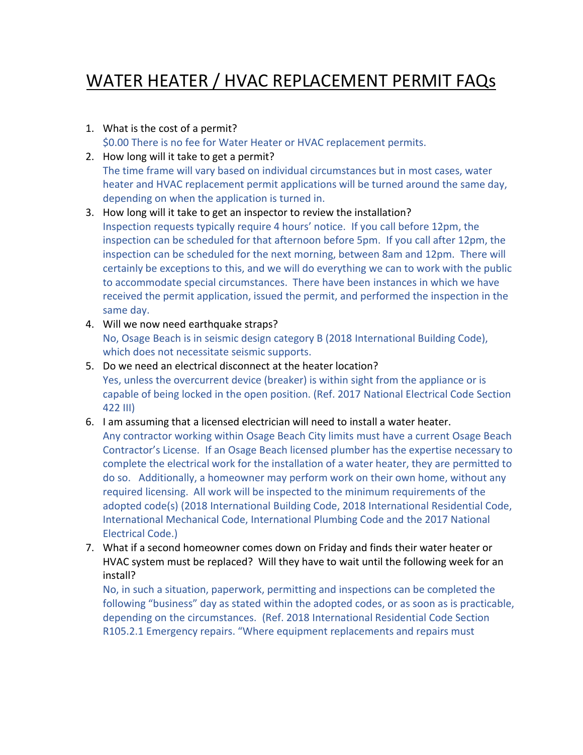# WATER HEATER / HVAC REPLACEMENT PERMIT FAQs

1. What is the cost of a permit?
   $0.00 There is no fee for Water Heater or HVAC replacement permits.
2. How long will it take to get a permit?
   The time frame will vary based on individual circumstances but in most cases, water heater and HVAC replacement permit applications will be turned around the same day, depending on when the application is turned in.
3. How long will it take to get an inspector to review the installation?
   Inspection requests typically require 4 hours' notice. If you call before 12pm, the inspection can be scheduled for that afternoon before 5pm. If you call after 12pm, the inspection can be scheduled for the next morning, between 8am and 12pm. There will certainly be exceptions to this, and we will do everything we can to work with the public to accommodate special circumstances. There have been instances in which we have received the permit application, issued the permit, and performed the inspection in the same day.
4. Will we now need earthquake straps?
   No, Osage Beach is in seismic design category B (2018 International Building Code), which does not necessitate seismic supports.
5. Do we need an electrical disconnect at the heater location?
   Yes, unless the overcurrent device (breaker) is within sight from the appliance or is capable of being locked in the open position. (Ref. 2017 National Electrical Code Section 422 III)
6. I am assuming that a licensed electrician will need to install a water heater.
   Any contractor working within Osage Beach City limits must have a current Osage Beach Contractor's License. If an Osage Beach licensed plumber has the expertise necessary to complete the electrical work for the installation of a water heater, they are permitted to do so. Additionally, a homeowner may perform work on their own home, without any required licensing. All work will be inspected to the minimum requirements of the adopted code(s) (2018 International Building Code, 2018 International Residential Code, International Mechanical Code, International Plumbing Code and the 2017 National Electrical Code.)
7. What if a second homeowner comes down on Friday and finds their water heater or HVAC system must be replaced? Will they have to wait until the following week for an install?
   No, in such a situation, paperwork, permitting and inspections can be completed the following "business" day as stated within the adopted codes, or as soon as is practicable, depending on the circumstances. (Ref. 2018 International Residential Code Section R105.2.1 Emergency repairs. "Where equipment replacements and repairs must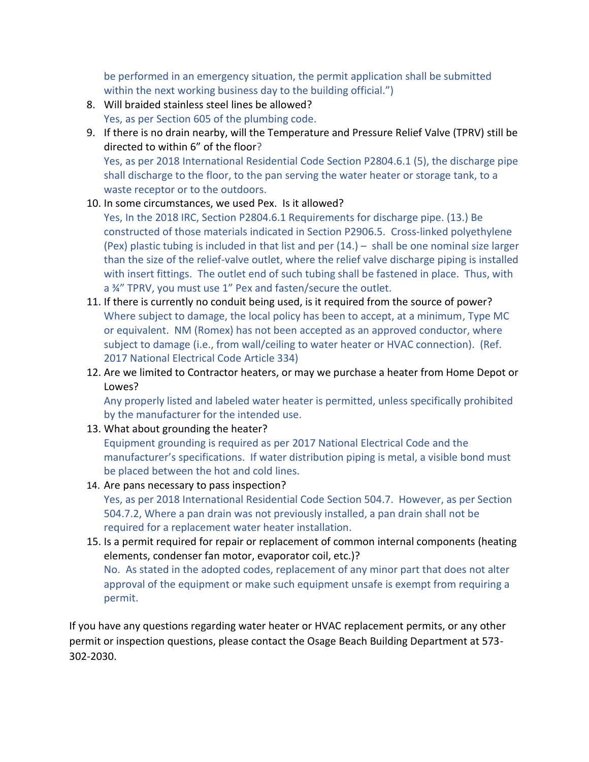be performed in an emergency situation, the permit application shall be submitted within the next working business day to the building official.")

8. Will braided stainless steel lines be allowed?
   Yes, as per Section 605 of the plumbing code.
9. If there is no drain nearby, will the Temperature and Pressure Relief Valve (TPRV) still be directed to within 6" of the floor?
   Yes, as per 2018 International Residential Code Section P2804.6.1 (5), the discharge pipe shall discharge to the floor, to the pan serving the water heater or storage tank, to a waste receptor or to the outdoors.
10. In some circumstances, we used Pex. Is it allowed?
    Yes, In the 2018 IRC, Section P2804.6.1 Requirements for discharge pipe. (13.) Be constructed of those materials indicated in Section P2906.5. Cross-linked polyethylene (Pex) plastic tubing is included in that list and per (14.) – shall be one nominal size larger than the size of the relief-valve outlet, where the relief valve discharge piping is installed with insert fittings. The outlet end of such tubing shall be fastened in place. Thus, with a ¾" TPRV, you must use 1" Pex and fasten/secure the outlet.
11. If there is currently no conduit being used, is it required from the source of power?
    Where subject to damage, the local policy has been to accept, at a minimum, Type MC or equivalent. NM (Romex) has not been accepted as an approved conductor, where subject to damage (i.e., from wall/ceiling to water heater or HVAC connection). (Ref. 2017 National Electrical Code Article 334)
12. Are we limited to Contractor heaters, or may we purchase a heater from Home Depot or Lowes?
    Any properly listed and labeled water heater is permitted, unless specifically prohibited by the manufacturer for the intended use.
13. What about grounding the heater?
    Equipment grounding is required as per 2017 National Electrical Code and the manufacturer's specifications. If water distribution piping is metal, a visible bond must be placed between the hot and cold lines.
14. Are pans necessary to pass inspection?
    Yes, as per 2018 International Residential Code Section 504.7. However, as per Section 504.7.2, Where a pan drain was not previously installed, a pan drain shall not be required for a replacement water heater installation.
15. Is a permit required for repair or replacement of common internal components (heating elements, condenser fan motor, evaporator coil, etc.)?
    No. As stated in the adopted codes, replacement of any minor part that does not alter approval of the equipment or make such equipment unsafe is exempt from requiring a permit.

If you have any questions regarding water heater or HVAC replacement permits, or any other permit or inspection questions, please contact the Osage Beach Building Department at 573-302-2030.